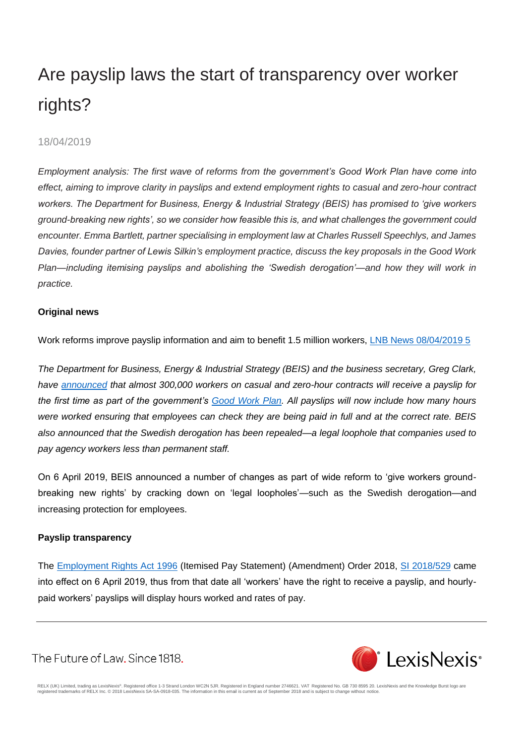# Are payslip laws the start of transparency over worker rights?

18/04/2019

*Employment analysis: The first wave of reforms from the government's Good Work Plan have come into effect, aiming to improve clarity in payslips and extend employment rights to casual and zero-hour contract workers. The Department for Business, Energy & Industrial Strategy (BEIS) has promised to 'give workers ground-breaking new rights', so we consider how feasible this is, and what challenges the government could encounter. Emma Bartlett, partner specialising in employment law at Charles Russell Speechlys, and James Davies, founder partner of Lewis Silkin's employment practice, discuss the key proposals in the Good Work Plan—including itemising payslips and abolishing the 'Swedish derogation'—and how they will work in practice.*

**Original news**

Work reforms improve payslip information and aim to benefit 1.5 million workers, LNB News 08/04/2019 5

*The Department for Business, Energy & Industrial Strategy (BEIS) and the business secretary, Greg Clark, have announced that almost 300,000 workers on casual and zero-hour contracts will receive a payslip for the first time as part of the government's Good Work Plan. All payslips will now include how many hours were worked ensuring that employees can check they are being paid in full and at the correct rate. BEIS also announced that the Swedish derogation has been repealed—a legal loophole that companies used to pay agency workers less than permanent staff.*

On 6 April 2019, BEIS announced a number of changes as part of wide reform to 'give workers ground-breaking new rights' by cracking down on 'legal loopholes'—such as the Swedish derogation—and increasing protection for employees.

**Payslip transparency**

The Employment Rights Act 1996 (Itemised Pay Statement) (Amendment) Order 2018, SI 2018/529 came into effect on 6 April 2019, thus from that date all 'workers' have the right to receive a payslip, and hourly-paid workers' payslips will display hours worked and rates of pay.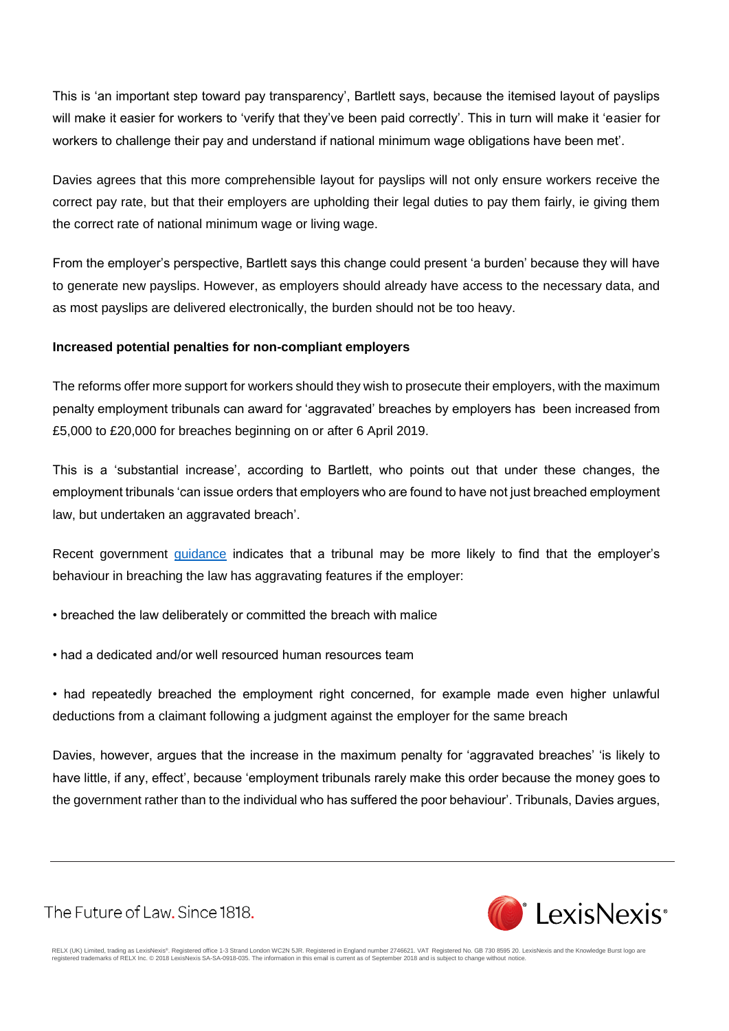This is 'an important step toward pay transparency', Bartlett says, because the itemised layout of payslips will make it easier for workers to 'verify that they've been paid correctly'. This in turn will make it 'easier for workers to challenge their pay and understand if national minimum wage obligations have been met'.

Davies agrees that this more comprehensible layout for payslips will not only ensure workers receive the correct pay rate, but that their employers are upholding their legal duties to pay them fairly, ie giving them the correct rate of national minimum wage or living wage.

From the employer's perspective, Bartlett says this change could present 'a burden' because they will have to generate new payslips. However, as employers should already have access to the necessary data, and as most payslips are delivered electronically, the burden should not be too heavy.

**Increased potential penalties for non-compliant employers**

The reforms offer more support for workers should they wish to prosecute their employers, with the maximum penalty employment tribunals can award for 'aggravated' breaches by employers has been increased from £5,000 to £20,000 for breaches beginning on or after 6 April 2019.

This is a 'substantial increase', according to Bartlett, who points out that under these changes, the employment tribunals 'can issue orders that employers who are found to have not just breached employment law, but undertaken an aggravated breach'.

Recent government guidance indicates that a tribunal may be more likely to find that the employer's behaviour in breaching the law has aggravating features if the employer:

- breached the law deliberately or committed the breach with malice
- had a dedicated and/or well resourced human resources team
- had repeatedly breached the employment right concerned, for example made even higher unlawful deductions from a claimant following a judgment against the employer for the same breach

Davies, however, argues that the increase in the maximum penalty for 'aggravated breaches' 'is likely to have little, if any, effect', because 'employment tribunals rarely make this order because the money goes to the government rather than to the individual who has suffered the poor behaviour'. Tribunals, Davies argues,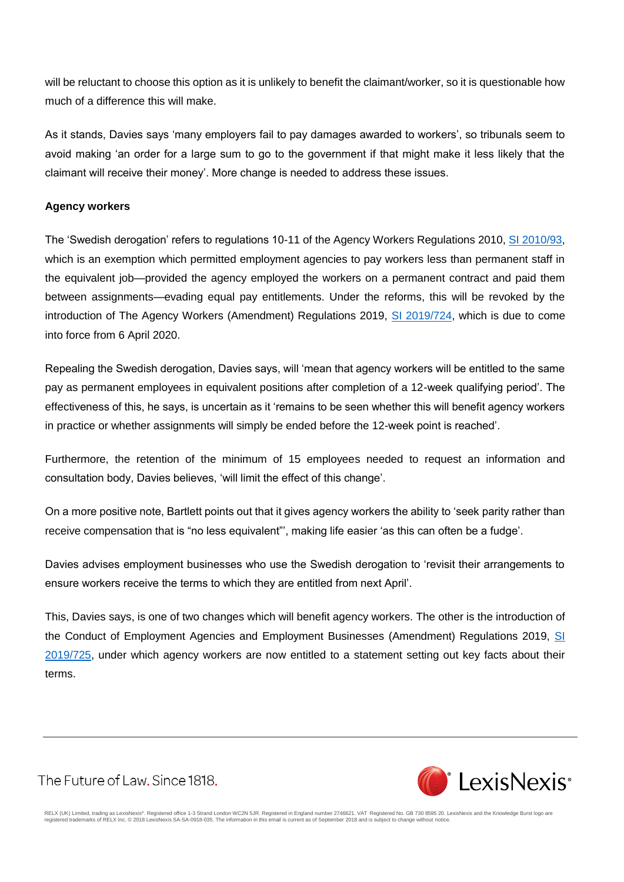will be reluctant to choose this option as it is unlikely to benefit the claimant/worker, so it is questionable how much of a difference this will make.

As it stands, Davies says 'many employers fail to pay damages awarded to workers', so tribunals seem to avoid making 'an order for a large sum to go to the government if that might make it less likely that the claimant will receive their money'. More change is needed to address these issues.

**Agency workers**

The 'Swedish derogation' refers to regulations 10-11 of the Agency Workers Regulations 2010, SI 2010/93, which is an exemption which permitted employment agencies to pay workers less than permanent staff in the equivalent job—provided the agency employed the workers on a permanent contract and paid them between assignments—evading equal pay entitlements. Under the reforms, this will be revoked by the introduction of The Agency Workers (Amendment) Regulations 2019, SI 2019/724, which is due to come into force from 6 April 2020.

Repealing the Swedish derogation, Davies says, will 'mean that agency workers will be entitled to the same pay as permanent employees in equivalent positions after completion of a 12-week qualifying period'. The effectiveness of this, he says, is uncertain as it 'remains to be seen whether this will benefit agency workers in practice or whether assignments will simply be ended before the 12-week point is reached'.

Furthermore, the retention of the minimum of 15 employees needed to request an information and consultation body, Davies believes, 'will limit the effect of this change'.

On a more positive note, Bartlett points out that it gives agency workers the ability to 'seek parity rather than receive compensation that is "no less equivalent"', making life easier 'as this can often be a fudge'.

Davies advises employment businesses who use the Swedish derogation to 'revisit their arrangements to ensure workers receive the terms to which they are entitled from next April'.

This, Davies says, is one of two changes which will benefit agency workers. The other is the introduction of the Conduct of Employment Agencies and Employment Businesses (Amendment) Regulations 2019, SI 2019/725, under which agency workers are now entitled to a statement setting out key facts about their terms.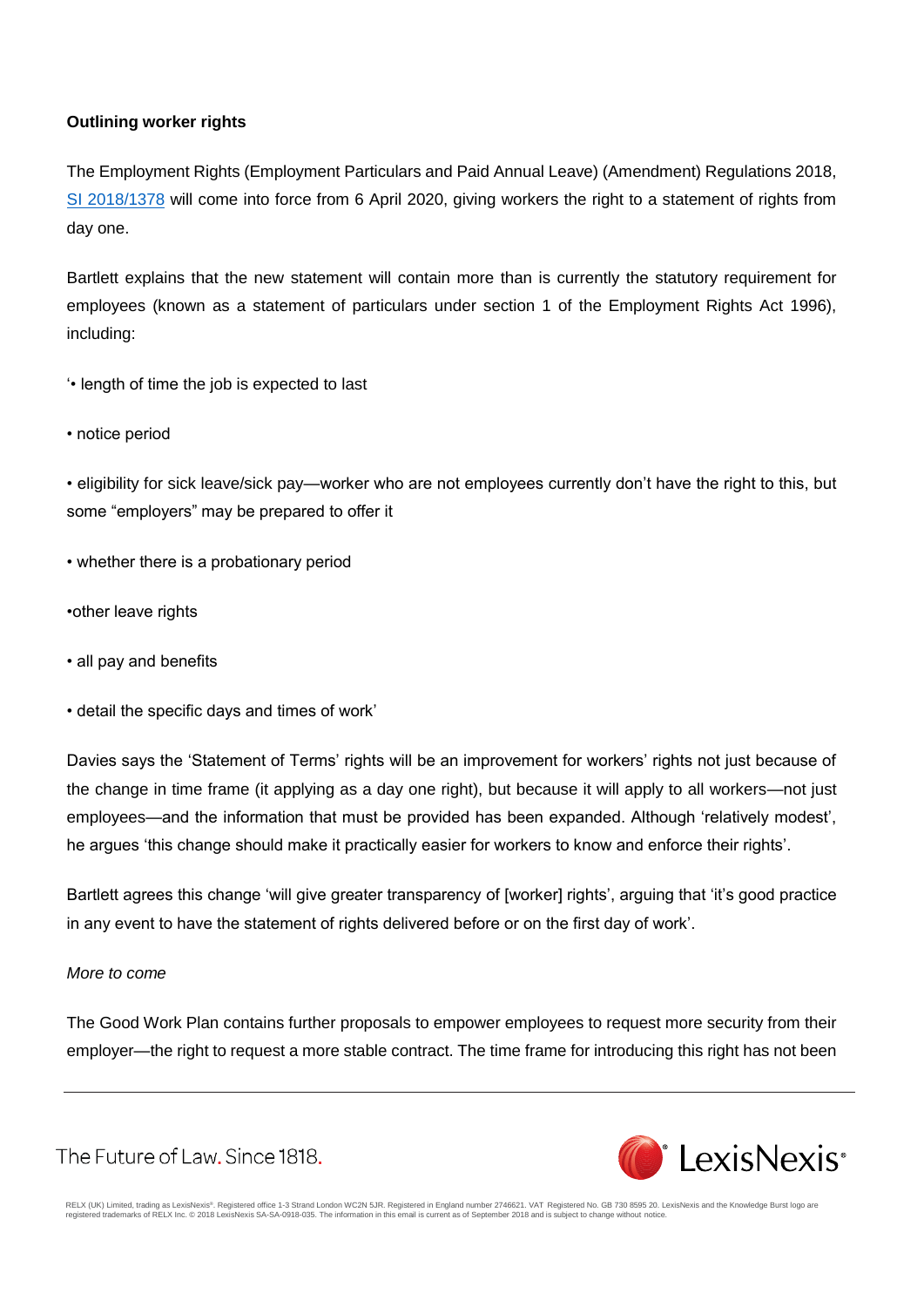**Outlining worker rights**

The Employment Rights (Employment Particulars and Paid Annual Leave) (Amendment) Regulations 2018, [SI 2018/1378](#) will come into force from 6 April 2020, giving workers the right to a statement of rights from day one.

Bartlett explains that the new statement will contain more than is currently the statutory requirement for employees (known as a statement of particulars under section 1 of the Employment Rights Act 1996), including:

'• length of time the job is expected to last

• notice period

• eligibility for sick leave/sick pay—worker who are not employees currently don't have the right to this, but some "employers" may be prepared to offer it

• whether there is a probationary period

•other leave rights

• all pay and benefits

• detail the specific days and times of work'

Davies says the 'Statement of Terms' rights will be an improvement for workers' rights not just because of the change in time frame (it applying as a day one right), but because it will apply to all workers—not just employees—and the information that must be provided has been expanded. Although 'relatively modest', he argues 'this change should make it practically easier for workers to know and enforce their rights'.

Bartlett agrees this change 'will give greater transparency of [worker] rights', arguing that 'it's good practice in any event to have the statement of rights delivered before or on the first day of work'.

*More to come*

The Good Work Plan contains further proposals to empower employees to request more security from their employer—the right to request a more stable contract. The time frame for introducing this right has not been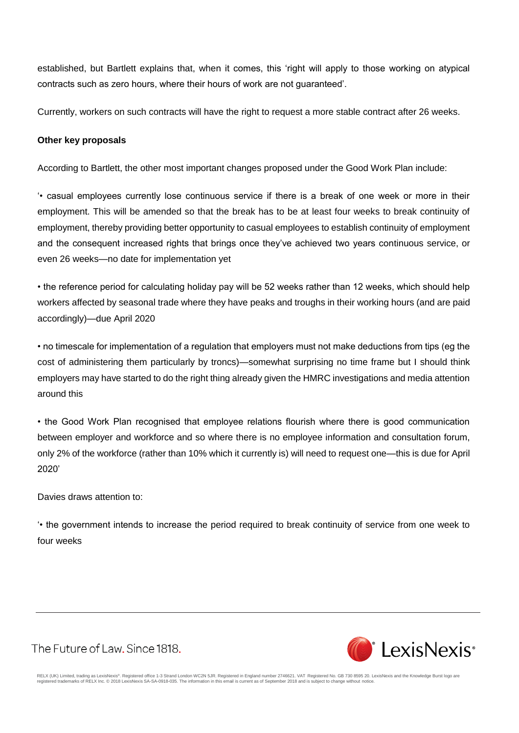established, but Bartlett explains that, when it comes, this 'right will apply to those working on atypical contracts such as zero hours, where their hours of work are not guaranteed'.

Currently, workers on such contracts will have the right to request a more stable contract after 26 weeks.

**Other key proposals**

According to Bartlett, the other most important changes proposed under the Good Work Plan include:

'• casual employees currently lose continuous service if there is a break of one week or more in their employment. This will be amended so that the break has to be at least four weeks to break continuity of employment, thereby providing better opportunity to casual employees to establish continuity of employment and the consequent increased rights that brings once they've achieved two years continuous service, or even 26 weeks—no date for implementation yet

• the reference period for calculating holiday pay will be 52 weeks rather than 12 weeks, which should help workers affected by seasonal trade where they have peaks and troughs in their working hours (and are paid accordingly)—due April 2020

• no timescale for implementation of a regulation that employers must not make deductions from tips (eg the cost of administering them particularly by troncs)—somewhat surprising no time frame but I should think employers may have started to do the right thing already given the HMRC investigations and media attention around this

• the Good Work Plan recognised that employee relations flourish where there is good communication between employer and workforce and so where there is no employee information and consultation forum, only 2% of the workforce (rather than 10% which it currently is) will need to request one—this is due for April 2020'

Davies draws attention to:

'• the government intends to increase the period required to break continuity of service from one week to four weeks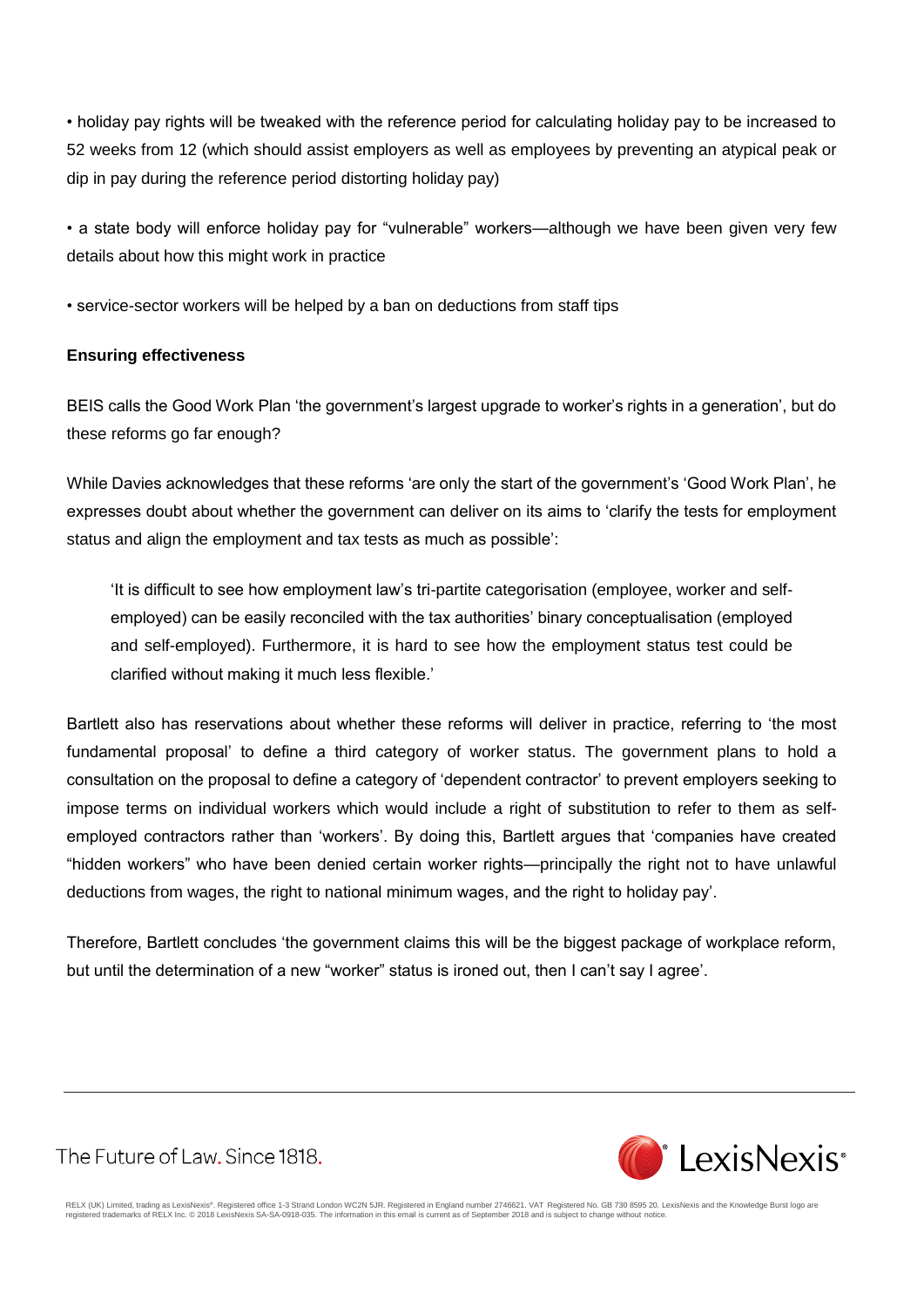- holiday pay rights will be tweaked with the reference period for calculating holiday pay to be increased to 52 weeks from 12 (which should assist employers as well as employees by preventing an atypical peak or dip in pay during the reference period distorting holiday pay)

- a state body will enforce holiday pay for "vulnerable" workers—although we have been given very few details about how this might work in practice

- service-sector workers will be helped by a ban on deductions from staff tips

**Ensuring effectiveness**

BEIS calls the Good Work Plan 'the government's largest upgrade to worker's rights in a generation', but do these reforms go far enough?

While Davies acknowledges that these reforms 'are only the start of the government's 'Good Work Plan', he expresses doubt about whether the government can deliver on its aims to 'clarify the tests for employment status and align the employment and tax tests as much as possible':

> 'It is difficult to see how employment law's tri-partite categorisation (employee, worker and self-employed) can be easily reconciled with the tax authorities' binary conceptualisation (employed and self-employed). Furthermore, it is hard to see how the employment status test could be clarified without making it much less flexible.'

Bartlett also has reservations about whether these reforms will deliver in practice, referring to 'the most fundamental proposal' to define a third category of worker status. The government plans to hold a consultation on the proposal to define a category of 'dependent contractor' to prevent employers seeking to impose terms on individual workers which would include a right of substitution to refer to them as self-employed contractors rather than 'workers'. By doing this, Bartlett argues that 'companies have created "hidden workers" who have been denied certain worker rights—principally the right not to have unlawful deductions from wages, the right to national minimum wages, and the right to holiday pay'.

Therefore, Bartlett concludes 'the government claims this will be the biggest package of workplace reform, but until the determination of a new "worker" status is ironed out, then I can't say I agree'.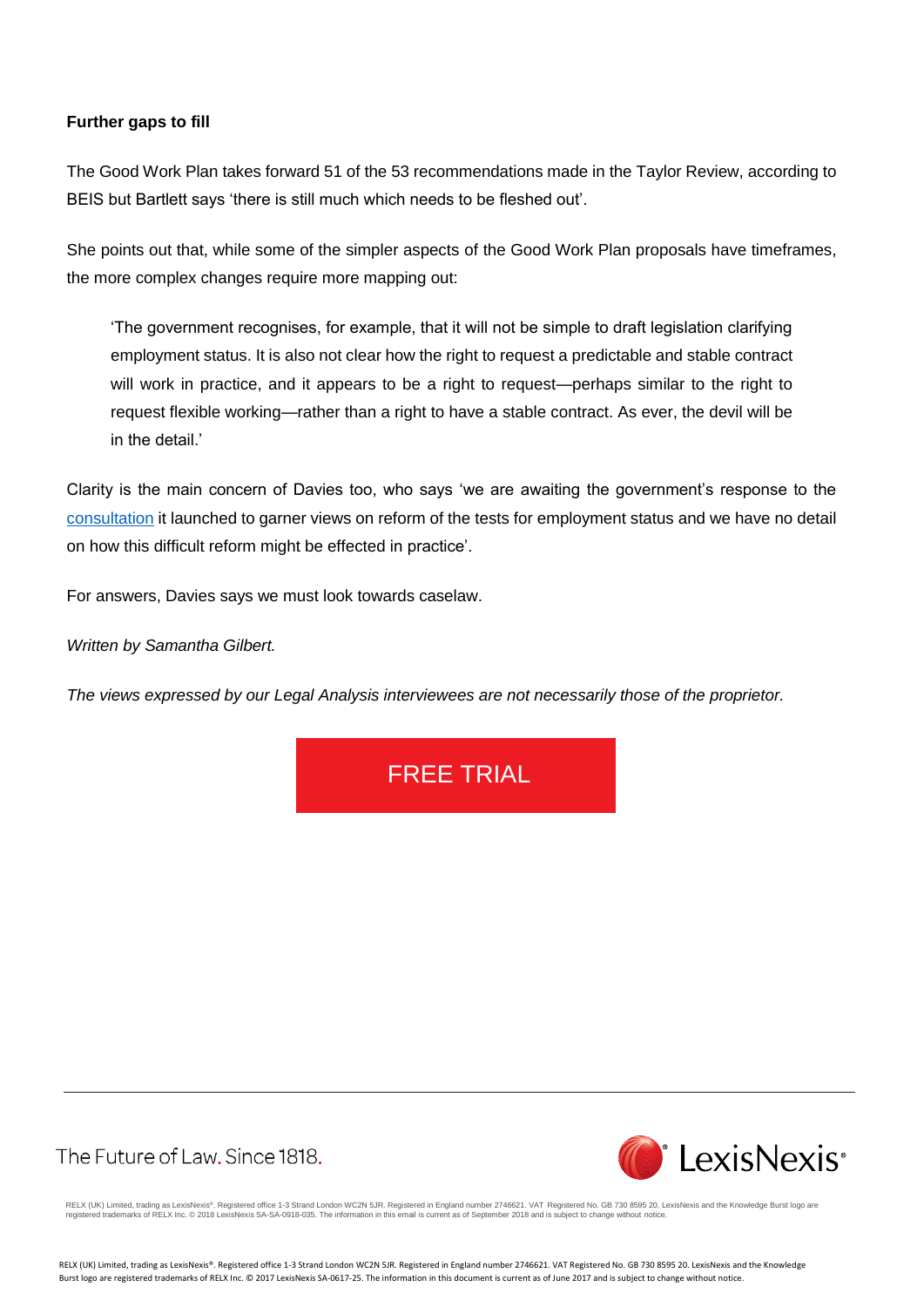**Further gaps to fill**

The Good Work Plan takes forward 51 of the 53 recommendations made in the Taylor Review, according to BEIS but Bartlett says 'there is still much which needs to be fleshed out'.

She points out that, while some of the simpler aspects of the Good Work Plan proposals have timeframes, the more complex changes require more mapping out:

> 'The government recognises, for example, that it will not be simple to draft legislation clarifying employment status. It is also not clear how the right to request a predictable and stable contract will work in practice, and it appears to be a right to request—perhaps similar to the right to request flexible working—rather than a right to have a stable contract. As ever, the devil will be in the detail.'

Clarity is the main concern of Davies too, who says 'we are awaiting the government's response to the consultation it launched to garner views on reform of the tests for employment status and we have no detail on how this difficult reform might be effected in practice'.

For answers, Davies says we must look towards caselaw.

*Written by Samantha Gilbert.*

*The views expressed by our Legal Analysis interviewees are not necessarily those of the proprietor.*

FREE TRIAL

The Future of Law. Since 1818.

LexisNexis®

RELX (UK) Limited, trading as LexisNexis®. Registered office 1-3 Strand London WC2N 5JR. Registered in England number 2746621. VAT Registered No. GB 730 8595 20. LexisNexis and the Knowledge Burst logo are registered trademarks of RELX Inc. © 2018 LexisNexis SA-SA-0918-035. The information in this email is current as of September 2018 and is subject to change without notice.

RELX (UK) Limited, trading as LexisNexis®. Registered office 1-3 Strand London WC2N 5JR. Registered in England number 2746621. VAT Registered No. GB 730 8595 20. LexisNexis and the Knowledge Burst logo are registered trademarks of RELX Inc. © 2017 LexisNexis SA-0617-25. The information in this document is current as of June 2017 and is subject to change without notice.